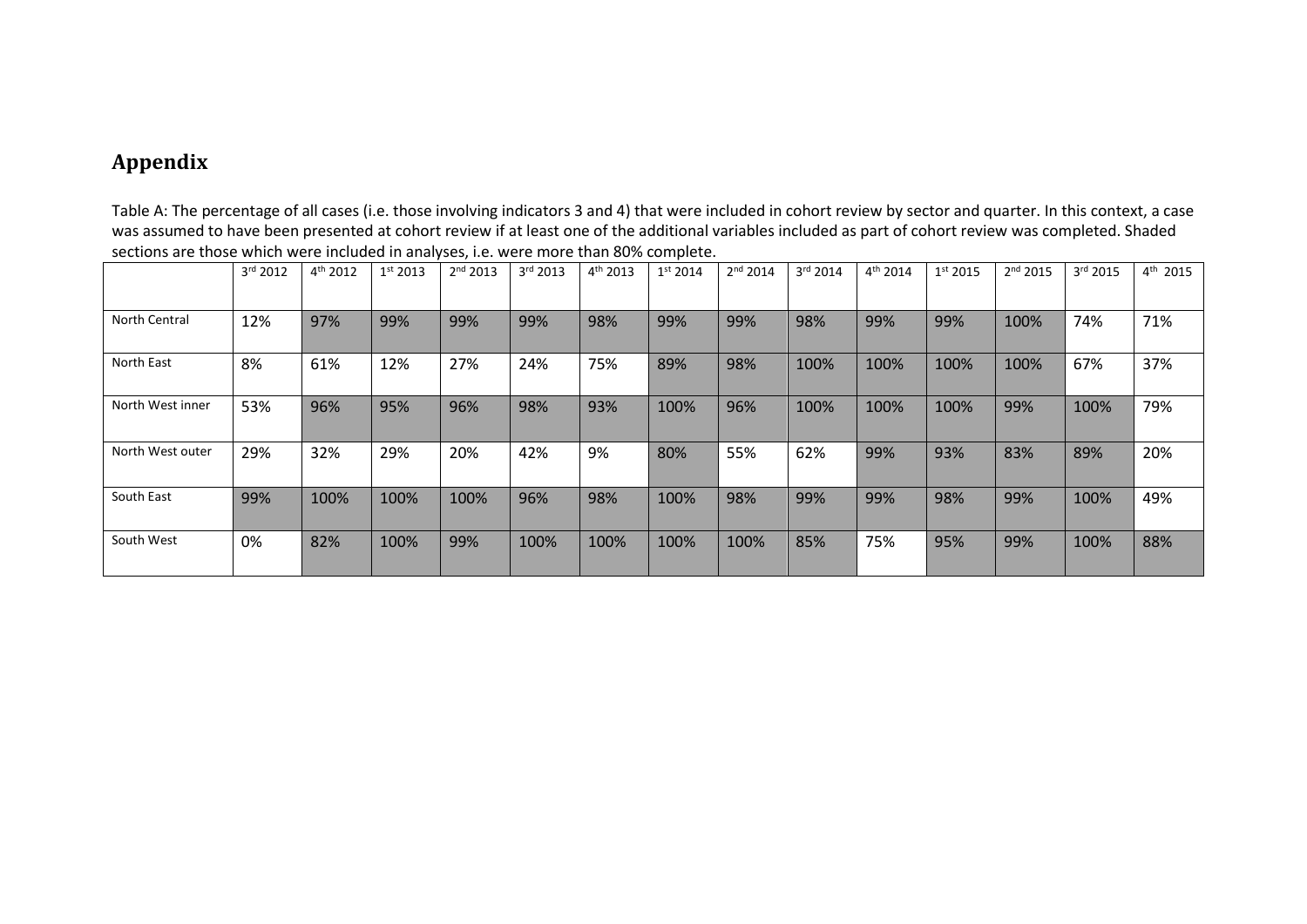## Appendix

Table A: The percentage of all cases (i.e. those involving indicators 3 and 4) that were included in cohort review by sector and quarter. In this context, a case was assumed to have been presented at cohort review if at least one of the additional variables included as part of cohort review was completed. Shaded sections are those which were included in analyses, i.e. were more than 80% complete.

| | 3rd 2012 | 4th 2012 | 1st 2013 | 2nd 2013 | 3rd 2013 | 4th 2013 | 1st 2014 | 2nd 2014 | 3rd 2014 | 4th 2014 | 1st 2015 | 2nd 2015 | 3rd 2015 | 4th 2015 |
|---|---|---|---|---|---|---|---|---|---|---|---|---|---|---|
| North Central | 12% | 97% | 99% | 99% | 99% | 98% | 99% | 99% | 98% | 99% | 99% | 100% | 74% | 71% |
| North East | 8% | 61% | 12% | 27% | 24% | 75% | 89% | 98% | 100% | 100% | 100% | 100% | 67% | 37% |
| North West inner | 53% | 96% | 95% | 96% | 98% | 93% | 100% | 96% | 100% | 100% | 100% | 99% | 100% | 79% |
| North West outer | 29% | 32% | 29% | 20% | 42% | 9% | 80% | 55% | 62% | 99% | 93% | 83% | 89% | 20% |
| South East | 99% | 100% | 100% | 100% | 96% | 98% | 100% | 98% | 99% | 99% | 98% | 99% | 100% | 49% |
| South West | 0% | 82% | 100% | 99% | 100% | 100% | 100% | 100% | 85% | 75% | 95% | 99% | 100% | 88% |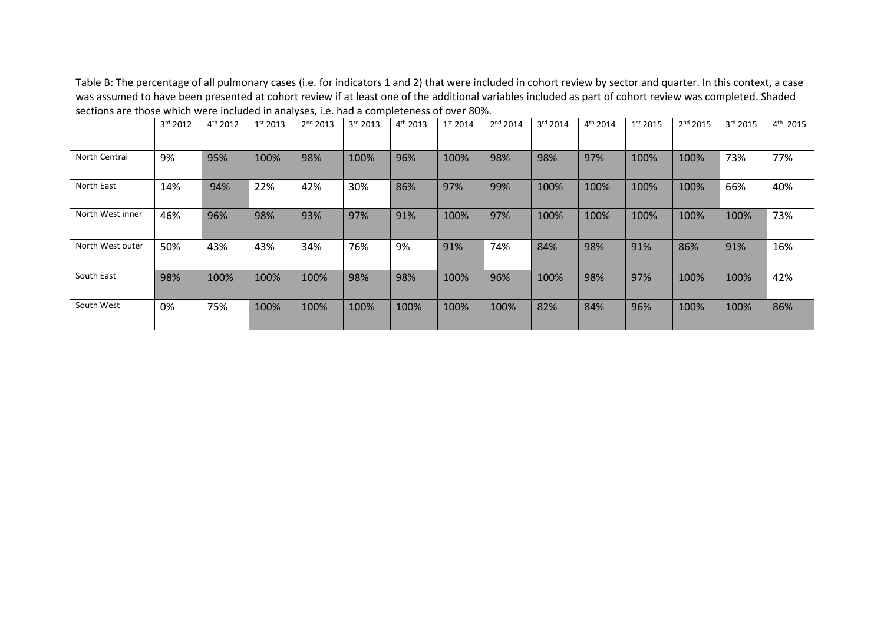Table B: The percentage of all pulmonary cases (i.e. for indicators 1 and 2) that were included in cohort review by sector and quarter. In this context, a case was assumed to have been presented at cohort review if at least one of the additional variables included as part of cohort review was completed. Shaded sections are those which were included in analyses, i.e. had a completeness of over 80%.

| | 3rd 2012 | 4th 2012 | 1st 2013 | 2nd 2013 | 3rd 2013 | 4th 2013 | 1st 2014 | 2nd 2014 | 3rd 2014 | 4th 2014 | 1st 2015 | 2nd 2015 | 3rd 2015 | 4th 2015 |
|---|---|---|---|---|---|---|---|---|---|---|---|---|---|---|
| North Central | 9% | 95% | 100% | 98% | 100% | 96% | 100% | 98% | 98% | 97% | 100% | 100% | 73% | 77% |
| North East | 14% | 94% | 22% | 42% | 30% | 86% | 97% | 99% | 100% | 100% | 100% | 100% | 66% | 40% |
| North West inner | 46% | 96% | 98% | 93% | 97% | 91% | 100% | 97% | 100% | 100% | 100% | 100% | 100% | 73% |
| North West outer | 50% | 43% | 43% | 34% | 76% | 9% | 91% | 74% | 84% | 98% | 91% | 86% | 91% | 16% |
| South East | 98% | 100% | 100% | 100% | 98% | 98% | 100% | 96% | 100% | 98% | 97% | 100% | 100% | 42% |
| South West | 0% | 75% | 100% | 100% | 100% | 100% | 100% | 100% | 82% | 84% | 96% | 100% | 100% | 86% |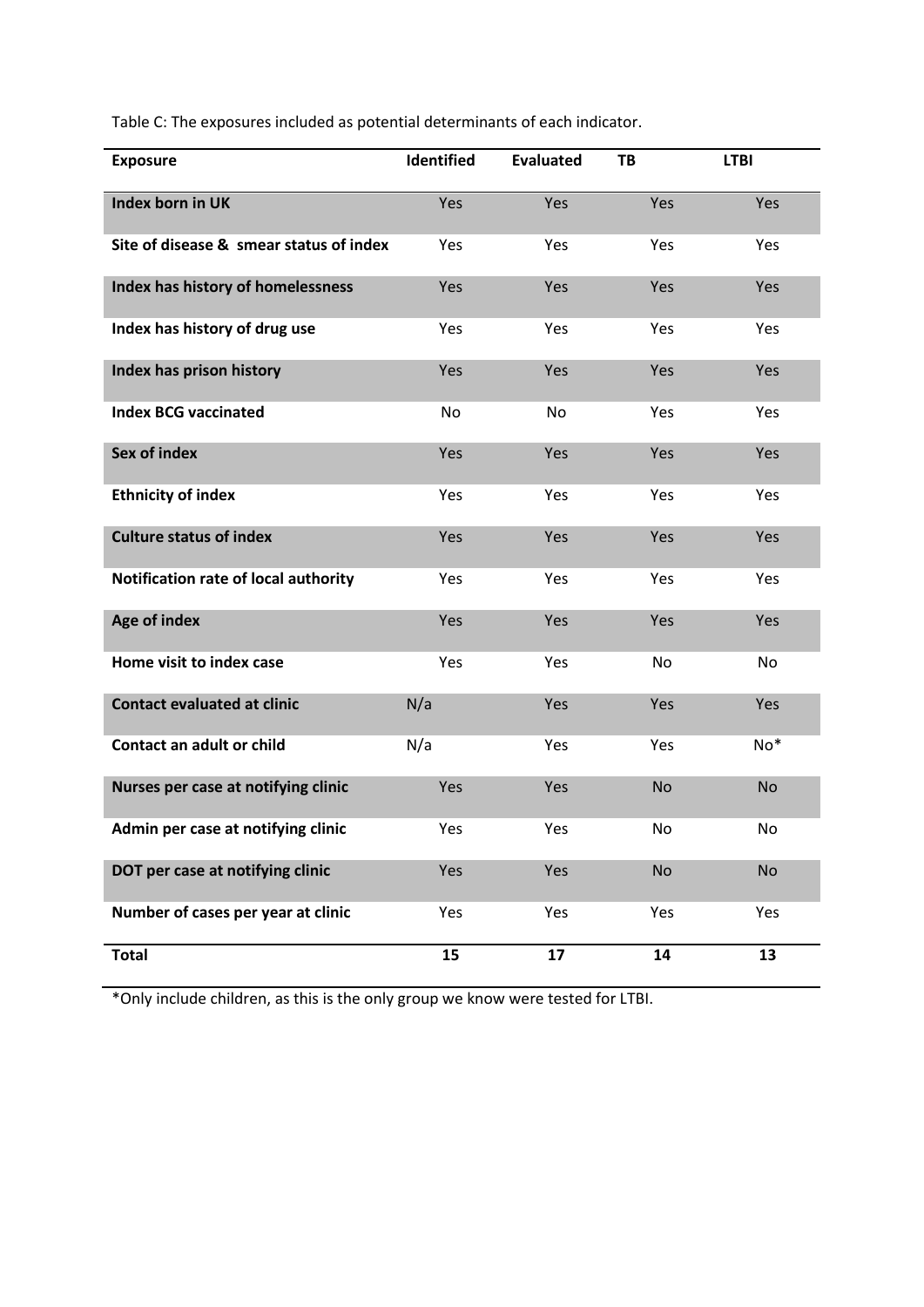Table C: The exposures included as potential determinants of each indicator.

| Exposure | Identified | Evaluated | TB | LTBI |
|---|---|---|---|---|
| **Index born in UK** | Yes | Yes | Yes | Yes |
| **Site of disease & smear status of index** | Yes | Yes | Yes | Yes |
| **Index has history of homelessness** | Yes | Yes | Yes | Yes |
| **Index has history of drug use** | Yes | Yes | Yes | Yes |
| **Index has prison history** | Yes | Yes | Yes | Yes |
| **Index BCG vaccinated** | No | No | Yes | Yes |
| **Sex of index** | Yes | Yes | Yes | Yes |
| **Ethnicity of index** | Yes | Yes | Yes | Yes |
| **Culture status of index** | Yes | Yes | Yes | Yes |
| **Notification rate of local authority** | Yes | Yes | Yes | Yes |
| **Age of index** | Yes | Yes | Yes | Yes |
| **Home visit to index case** | Yes | Yes | No | No |
| **Contact evaluated at clinic** | N/a | Yes | Yes | Yes |
| **Contact an adult or child** | N/a | Yes | Yes | No* |
| **Nurses per case at notifying clinic** | Yes | Yes | No | No |
| **Admin per case at notifying clinic** | Yes | Yes | No | No |
| **DOT per case at notifying clinic** | Yes | Yes | No | No |
| **Number of cases per year at clinic** | Yes | Yes | Yes | Yes |
| **Total** | **15** | **17** | **14** | **13** |

*Only include children, as this is the only group we know were tested for LTBI.